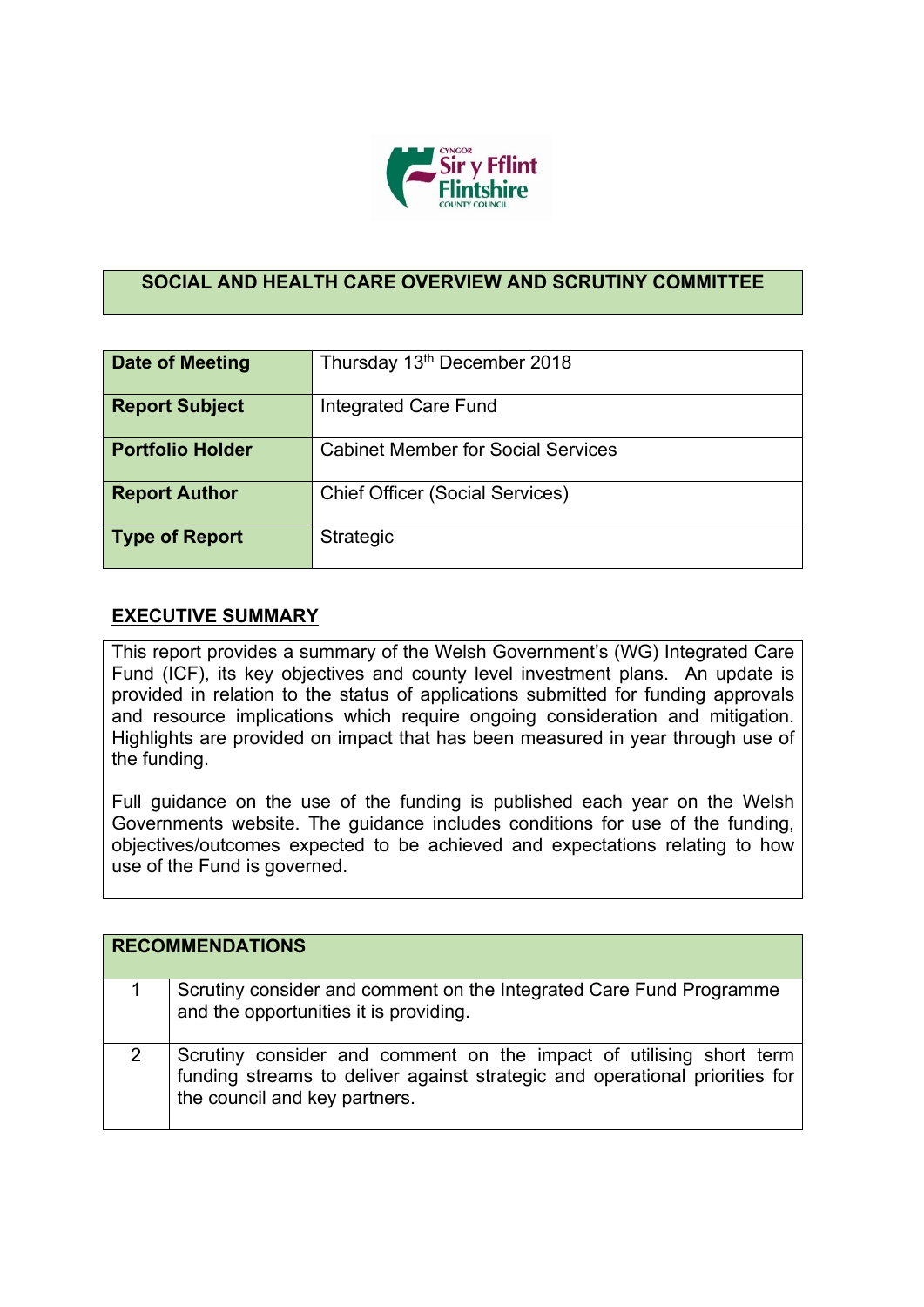## SOCIAL AND HEALTH CARE OVERVIEW AND SCRUTINY COMMITTEE

| | |
|---|---|
| **Date of Meeting** | Thursday 13th December 2018 |
| **Report Subject** | Integrated Care Fund |
| **Portfolio Holder** | Cabinet Member for Social Services |
| **Report Author** | Chief Officer (Social Services) |
| **Type of Report** | Strategic |

## EXECUTIVE SUMMARY

This report provides a summary of the Welsh Government's (WG) Integrated Care Fund (ICF), its key objectives and county level investment plans. An update is provided in relation to the status of applications submitted for funding approvals and resource implications which require ongoing consideration and mitigation. Highlights are provided on impact that has been measured in year through use of the funding.

Full guidance on the use of the funding is published each year on the Welsh Governments website. The guidance includes conditions for use of the funding, objectives/outcomes expected to be achieved and expectations relating to how use of the Fund is governed.

| **RECOMMENDATIONS** | |
|---|---|
| 1 | Scrutiny consider and comment on the Integrated Care Fund Programme and the opportunities it is providing. |
| 2 | Scrutiny consider and comment on the impact of utilising short term funding streams to deliver against strategic and operational priorities for the council and key partners. |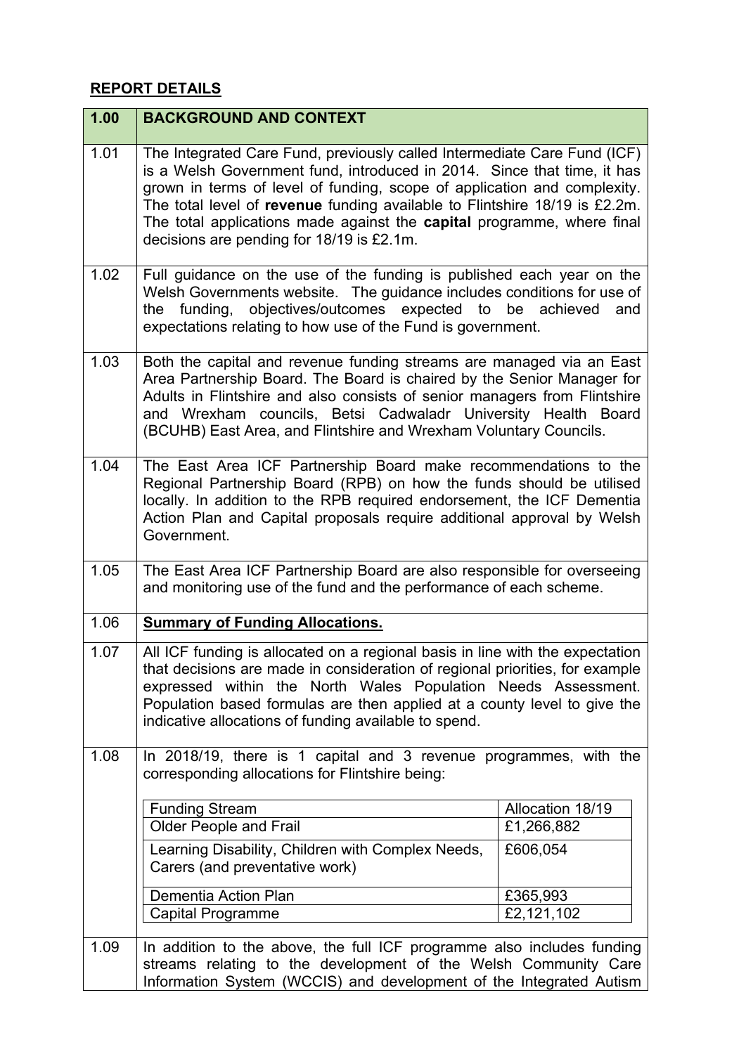## REPORT DETAILS

| 1.00 | BACKGROUND AND CONTEXT |
|---|---|
| 1.01 | The Integrated Care Fund, previously called Intermediate Care Fund (ICF) is a Welsh Government fund, introduced in 2014. Since that time, it has grown in terms of level of funding, scope of application and complexity. The total level of **revenue** funding available to Flintshire 18/19 is £2.2m. The total applications made against the **capital** programme, where final decisions are pending for 18/19 is £2.1m. |
| 1.02 | Full guidance on the use of the funding is published each year on the Welsh Governments website. The guidance includes conditions for use of the funding, objectives/outcomes expected to be achieved and expectations relating to how use of the Fund is government. |
| 1.03 | Both the capital and revenue funding streams are managed via an East Area Partnership Board. The Board is chaired by the Senior Manager for Adults in Flintshire and also consists of senior managers from Flintshire and Wrexham councils, Betsi Cadwaladr University Health Board (BCUHB) East Area, and Flintshire and Wrexham Voluntary Councils. |
| 1.04 | The East Area ICF Partnership Board make recommendations to the Regional Partnership Board (RPB) on how the funds should be utilised locally. In addition to the RPB required endorsement, the ICF Dementia Action Plan and Capital proposals require additional approval by Welsh Government. |
| 1.05 | The East Area ICF Partnership Board are also responsible for overseeing and monitoring use of the fund and the performance of each scheme. |
| 1.06 | **Summary of Funding Allocations.** |
| 1.07 | All ICF funding is allocated on a regional basis in line with the expectation that decisions are made in consideration of regional priorities, for example expressed within the North Wales Population Needs Assessment. Population based formulas are then applied at a county level to give the indicative allocations of funding available to spend. |
| 1.08 | In 2018/19, there is 1 capital and 3 revenue programmes, with the corresponding allocations for Flintshire being: |

| Funding Stream | Allocation 18/19 |
|---|---|
| Older People and Frail | £1,266,882 |
| Learning Disability, Children with Complex Needs, Carers (and preventative work) | £606,054 |
| Dementia Action Plan | £365,993 |
| Capital Programme | £2,121,102 |

| | |
|---|---|
| 1.09 | In addition to the above, the full ICF programme also includes funding streams relating to the development of the Welsh Community Care Information System (WCCIS) and development of the Integrated Autism |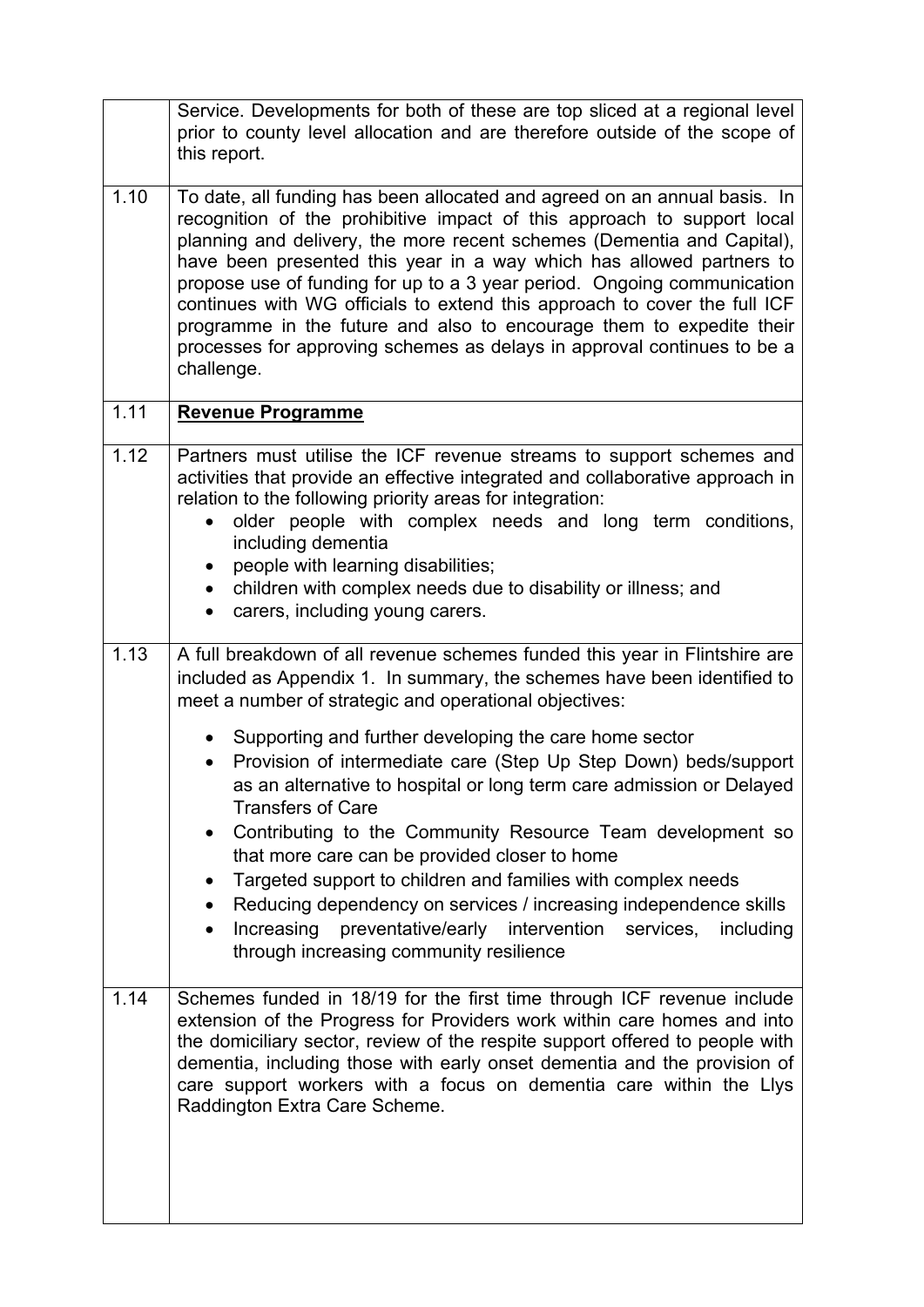| | |
|---|---|
| | Service. Developments for both of these are top sliced at a regional level prior to county level allocation and are therefore outside of the scope of this report. |
| 1.10 | To date, all funding has been allocated and agreed on an annual basis. In recognition of the prohibitive impact of this approach to support local planning and delivery, the more recent schemes (Dementia and Capital), have been presented this year in a way which has allowed partners to propose use of funding for up to a 3 year period. Ongoing communication continues with WG officials to extend this approach to cover the full ICF programme in the future and also to encourage them to expedite their processes for approving schemes as delays in approval continues to be a challenge. |
| 1.11 | **<u>Revenue Programme</u>** |
| 1.12 | Partners must utilise the ICF revenue streams to support schemes and activities that provide an effective integrated and collaborative approach in relation to the following priority areas for integration:<br>• older people with complex needs and long term conditions, including dementia<br>• people with learning disabilities;<br>• children with complex needs due to disability or illness; and<br>• carers, including young carers. |
| 1.13 | A full breakdown of all revenue schemes funded this year in Flintshire are included as Appendix 1. In summary, the schemes have been identified to meet a number of strategic and operational objectives:<br>• Supporting and further developing the care home sector<br>• Provision of intermediate care (Step Up Step Down) beds/support as an alternative to hospital or long term care admission or Delayed Transfers of Care<br>• Contributing to the Community Resource Team development so that more care can be provided closer to home<br>• Targeted support to children and families with complex needs<br>• Reducing dependency on services / increasing independence skills<br>• Increasing preventative/early intervention services, including through increasing community resilience |
| 1.14 | Schemes funded in 18/19 for the first time through ICF revenue include extension of the Progress for Providers work within care homes and into the domiciliary sector, review of the respite support offered to people with dementia, including those with early onset dementia and the provision of care support workers with a focus on dementia care within the Llys Raddington Extra Care Scheme. |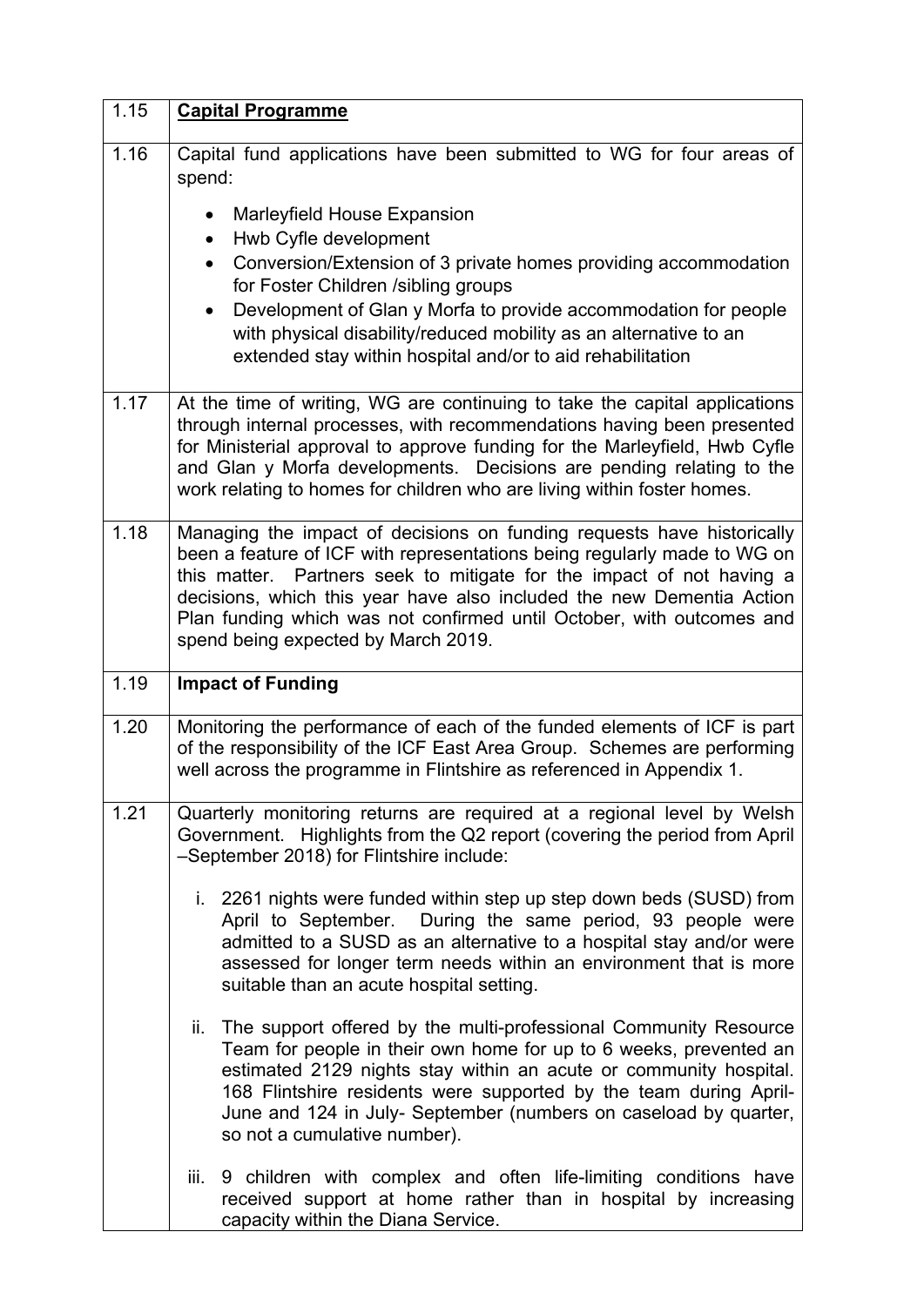| | |
|---|---|
| 1.15 | **Capital Programme** |
| 1.16 | Capital fund applications have been submitted to WG for four areas of spend:<br><br>• Marleyfield House Expansion<br>• Hwb Cyfle development<br>• Conversion/Extension of 3 private homes providing accommodation for Foster Children /sibling groups<br>• Development of Glan y Morfa to provide accommodation for people with physical disability/reduced mobility as an alternative to an extended stay within hospital and/or to aid rehabilitation |
| 1.17 | At the time of writing, WG are continuing to take the capital applications through internal processes, with recommendations having been presented for Ministerial approval to approve funding for the Marleyfield, Hwb Cyfle and Glan y Morfa developments. Decisions are pending relating to the work relating to homes for children who are living within foster homes. |
| 1.18 | Managing the impact of decisions on funding requests have historically been a feature of ICF with representations being regularly made to WG on this matter. Partners seek to mitigate for the impact of not having a decisions, which this year have also included the new Dementia Action Plan funding which was not confirmed until October, with outcomes and spend being expected by March 2019. |
| 1.19 | **Impact of Funding** |
| 1.20 | Monitoring the performance of each of the funded elements of ICF is part of the responsibility of the ICF East Area Group. Schemes are performing well across the programme in Flintshire as referenced in Appendix 1. |
| 1.21 | Quarterly monitoring returns are required at a regional level by Welsh Government. Highlights from the Q2 report (covering the period from April –September 2018) for Flintshire include:<br><br>i. 2261 nights were funded within step up step down beds (SUSD) from April to September. During the same period, 93 people were admitted to a SUSD as an alternative to a hospital stay and/or were assessed for longer term needs within an environment that is more suitable than an acute hospital setting.<br><br>ii. The support offered by the multi-professional Community Resource Team for people in their own home for up to 6 weeks, prevented an estimated 2129 nights stay within an acute or community hospital. 168 Flintshire residents were supported by the team during April-June and 124 in July- September (numbers on caseload by quarter, so not a cumulative number).<br><br>iii. 9 children with complex and often life-limiting conditions have received support at home rather than in hospital by increasing capacity within the Diana Service. |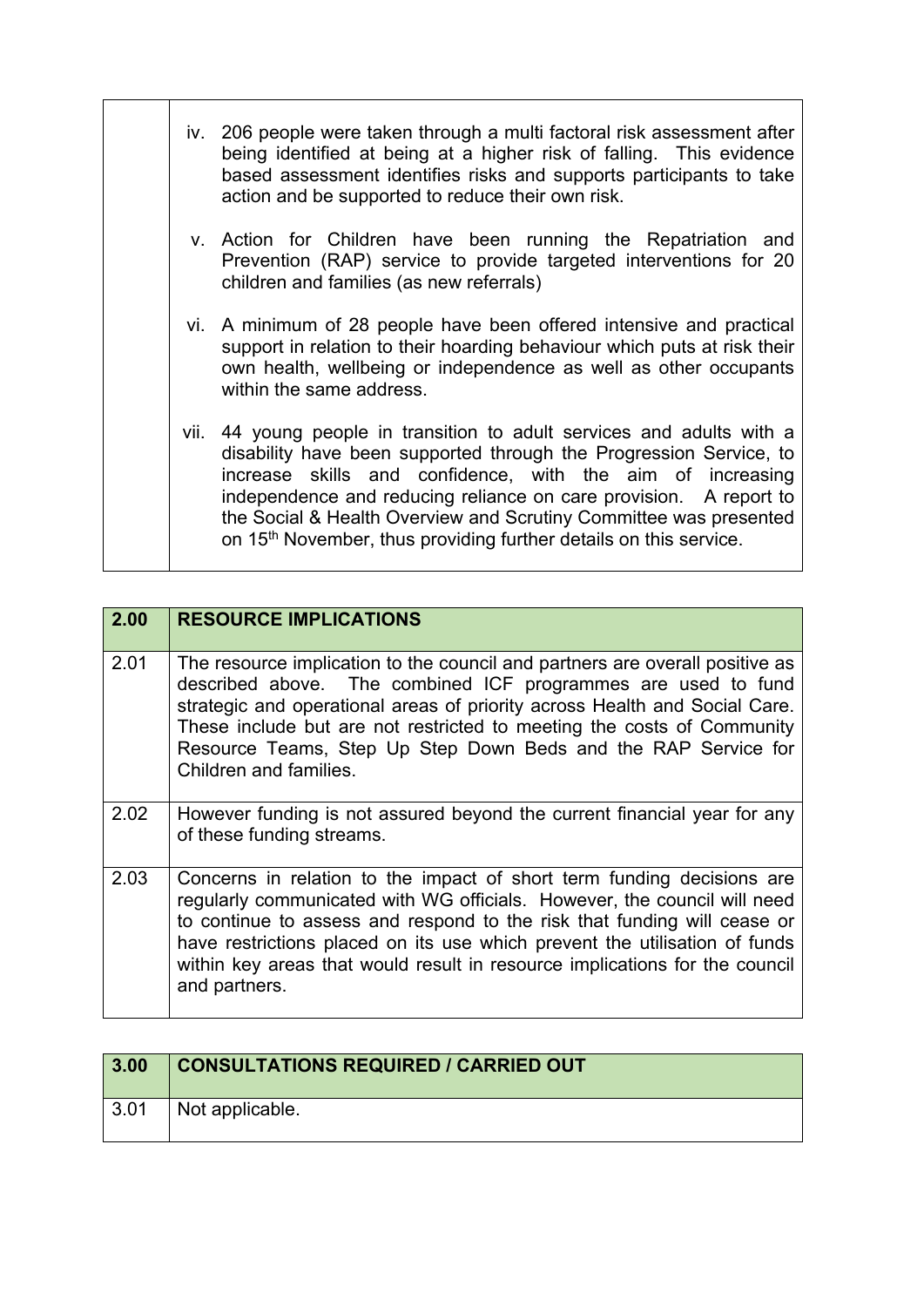| | |
|---|---|
| | iv. 206 people were taken through a multi factoral risk assessment after being identified at being at a higher risk of falling. This evidence based assessment identifies risks and supports participants to take action and be supported to reduce their own risk.<br><br>v. Action for Children have been running the Repatriation and Prevention (RAP) service to provide targeted interventions for 20 children and families (as new referrals)<br><br>vi. A minimum of 28 people have been offered intensive and practical support in relation to their hoarding behaviour which puts at risk their own health, wellbeing or independence as well as other occupants within the same address.<br><br>vii. 44 young people in transition to adult services and adults with a disability have been supported through the Progression Service, to increase skills and confidence, with the aim of increasing independence and reducing reliance on care provision. A report to the Social & Health Overview and Scrutiny Committee was presented on 15th November, thus providing further details on this service. |

| 2.00 | RESOURCE IMPLICATIONS |
|---|---|
| 2.01 | The resource implication to the council and partners are overall positive as described above. The combined ICF programmes are used to fund strategic and operational areas of priority across Health and Social Care. These include but are not restricted to meeting the costs of Community Resource Teams, Step Up Step Down Beds and the RAP Service for Children and families. |
| 2.02 | However funding is not assured beyond the current financial year for any of these funding streams. |
| 2.03 | Concerns in relation to the impact of short term funding decisions are regularly communicated with WG officials. However, the council will need to continue to assess and respond to the risk that funding will cease or have restrictions placed on its use which prevent the utilisation of funds within key areas that would result in resource implications for the council and partners. |

| 3.00 | CONSULTATIONS REQUIRED / CARRIED OUT |
|---|---|
| 3.01 | Not applicable. |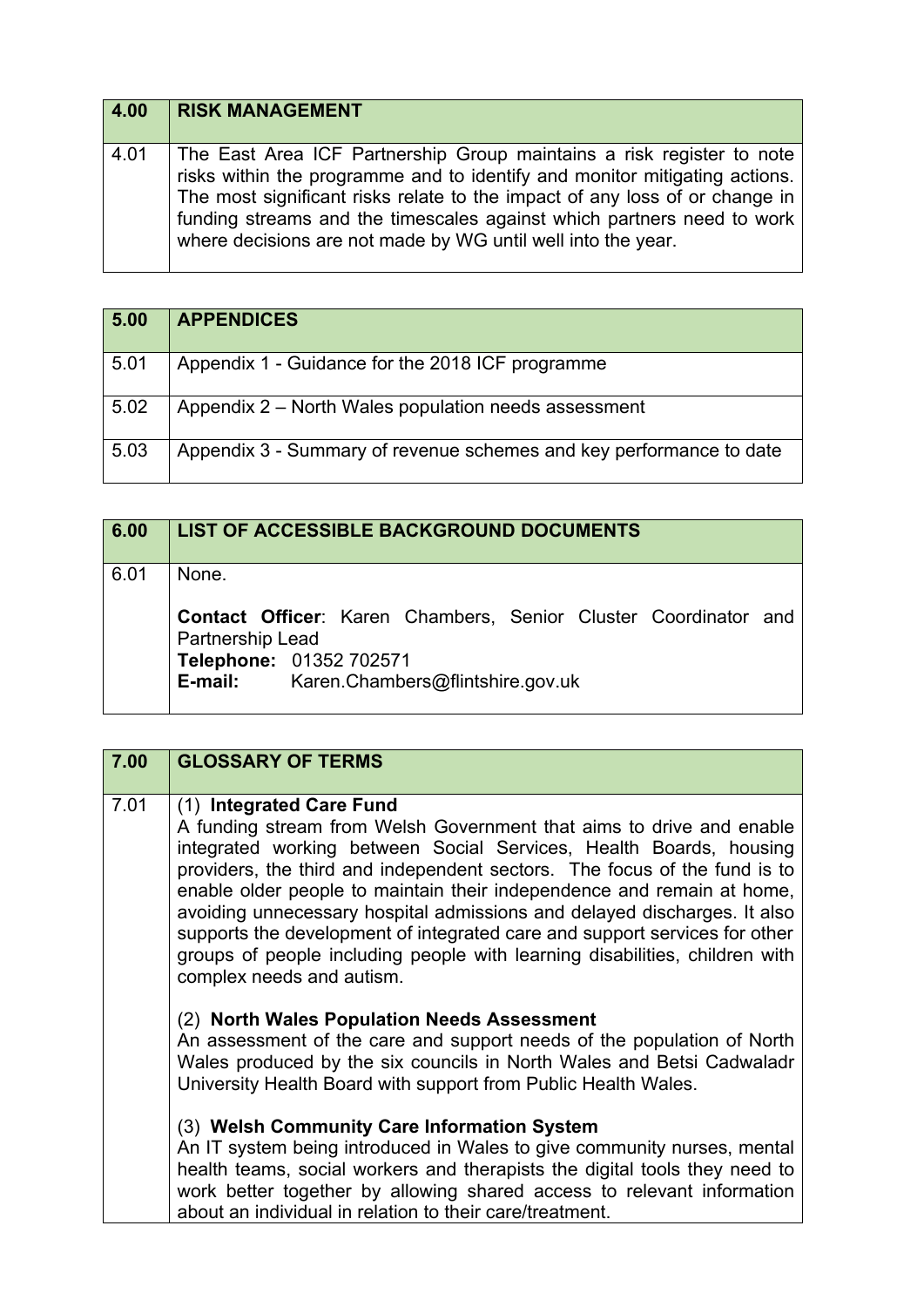| 4.00 | RISK MANAGEMENT |
|---|---|
| 4.01 | The East Area ICF Partnership Group maintains a risk register to note risks within the programme and to identify and monitor mitigating actions. The most significant risks relate to the impact of any loss of or change in funding streams and the timescales against which partners need to work where decisions are not made by WG until well into the year. |

| 5.00 | APPENDICES |
|---|---|
| 5.01 | Appendix 1 - Guidance for the 2018 ICF programme |
| 5.02 | Appendix 2 – North Wales population needs assessment |
| 5.03 | Appendix 3 - Summary of revenue schemes and key performance to date |

| 6.00 | LIST OF ACCESSIBLE BACKGROUND DOCUMENTS |
|---|---|
| 6.01 | None.<br><br>**Contact Officer**: Karen Chambers, Senior Cluster Coordinator and Partnership Lead<br>**Telephone:** 01352 702571<br>**E-mail:** Karen.Chambers@flintshire.gov.uk |

| 7.00 | GLOSSARY OF TERMS |
|---|---|
| 7.01 | (1) **Integrated Care Fund**<br>A funding stream from Welsh Government that aims to drive and enable integrated working between Social Services, Health Boards, housing providers, the third and independent sectors. The focus of the fund is to enable older people to maintain their independence and remain at home, avoiding unnecessary hospital admissions and delayed discharges. It also supports the development of integrated care and support services for other groups of people including people with learning disabilities, children with complex needs and autism.<br><br>(2) **North Wales Population Needs Assessment**<br>An assessment of the care and support needs of the population of North Wales produced by the six councils in North Wales and Betsi Cadwaladr University Health Board with support from Public Health Wales.<br><br>(3) **Welsh Community Care Information System**<br>An IT system being introduced in Wales to give community nurses, mental health teams, social workers and therapists the digital tools they need to work better together by allowing shared access to relevant information about an individual in relation to their care/treatment. |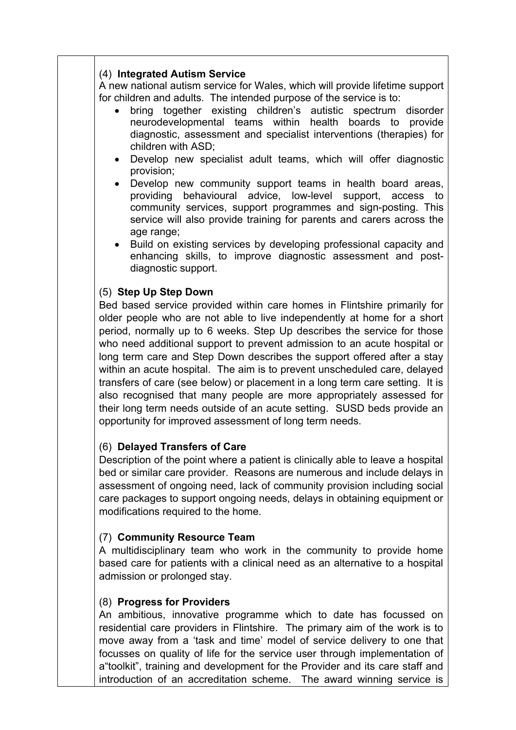(4) **Integrated Autism Service**

A new national autism service for Wales, which will provide lifetime support for children and adults. The intended purpose of the service is to:

- bring together existing children's autistic spectrum disorder neurodevelopmental teams within health boards to provide diagnostic, assessment and specialist interventions (therapies) for children with ASD;
- Develop new specialist adult teams, which will offer diagnostic provision;
- Develop new community support teams in health board areas, providing behavioural advice, low-level support, access to community services, support programmes and sign-posting. This service will also provide training for parents and carers across the age range;
- Build on existing services by developing professional capacity and enhancing skills, to improve diagnostic assessment and post-diagnostic support.

(5) **Step Up Step Down**

Bed based service provided within care homes in Flintshire primarily for older people who are not able to live independently at home for a short period, normally up to 6 weeks. Step Up describes the service for those who need additional support to prevent admission to an acute hospital or long term care and Step Down describes the support offered after a stay within an acute hospital. The aim is to prevent unscheduled care, delayed transfers of care (see below) or placement in a long term care setting. It is also recognised that many people are more appropriately assessed for their long term needs outside of an acute setting. SUSD beds provide an opportunity for improved assessment of long term needs.

(6) **Delayed Transfers of Care**

Description of the point where a patient is clinically able to leave a hospital bed or similar care provider. Reasons are numerous and include delays in assessment of ongoing need, lack of community provision including social care packages to support ongoing needs, delays in obtaining equipment or modifications required to the home.

(7) **Community Resource Team**

A multidisciplinary team who work in the community to provide home based care for patients with a clinical need as an alternative to a hospital admission or prolonged stay.

(8) **Progress for Providers**

An ambitious, innovative programme which to date has focussed on residential care providers in Flintshire. The primary aim of the work is to move away from a 'task and time' model of service delivery to one that focusses on quality of life for the service user through implementation of a"toolkit", training and development for the Provider and its care staff and introduction of an accreditation scheme. The award winning service is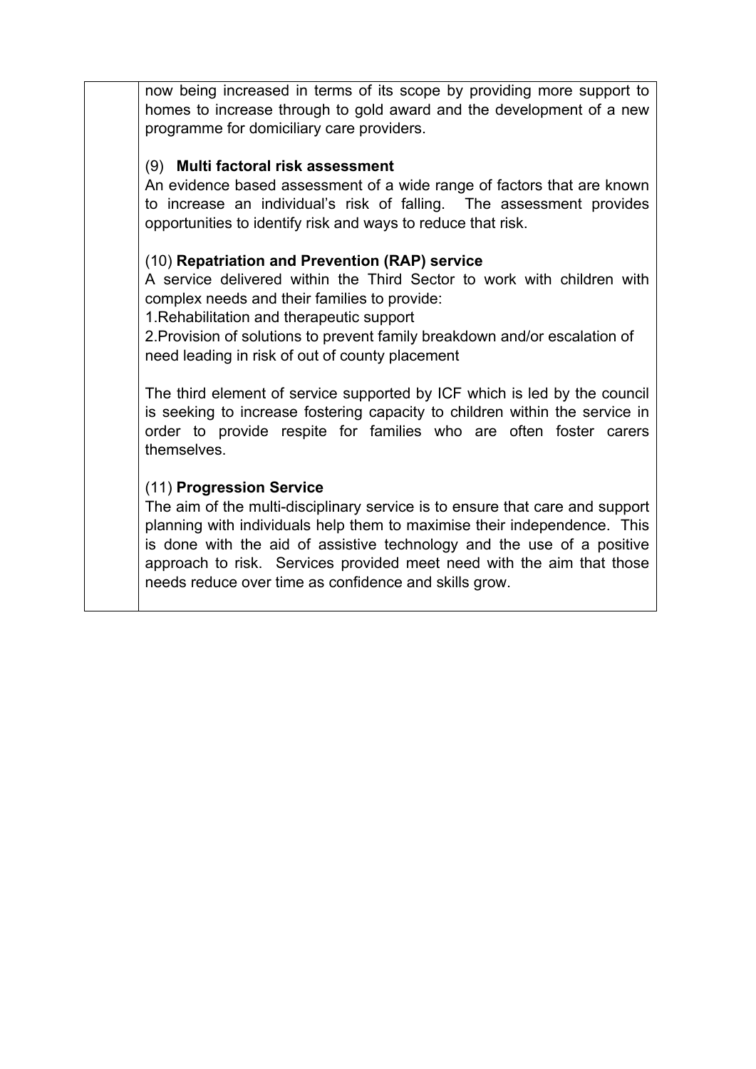| | |
|---|---|
| | now being increased in terms of its scope by providing more support to homes to increase through to gold award and the development of a new programme for domiciliary care providers.<br><br>(9) **Multi factoral risk assessment**<br>An evidence based assessment of a wide range of factors that are known to increase an individual's risk of falling. The assessment provides opportunities to identify risk and ways to reduce that risk.<br><br>(10) **Repatriation and Prevention (RAP) service**<br>A service delivered within the Third Sector to work with children with complex needs and their families to provide:<br>1.Rehabilitation and therapeutic support<br>2.Provision of solutions to prevent family breakdown and/or escalation of need leading in risk of out of county placement<br><br>The third element of service supported by ICF which is led by the council is seeking to increase fostering capacity to children within the service in order to provide respite for families who are often foster carers themselves.<br><br>(11) **Progression Service**<br>The aim of the multi-disciplinary service is to ensure that care and support planning with individuals help them to maximise their independence. This is done with the aid of assistive technology and the use of a positive approach to risk. Services provided meet need with the aim that those needs reduce over time as confidence and skills grow. |